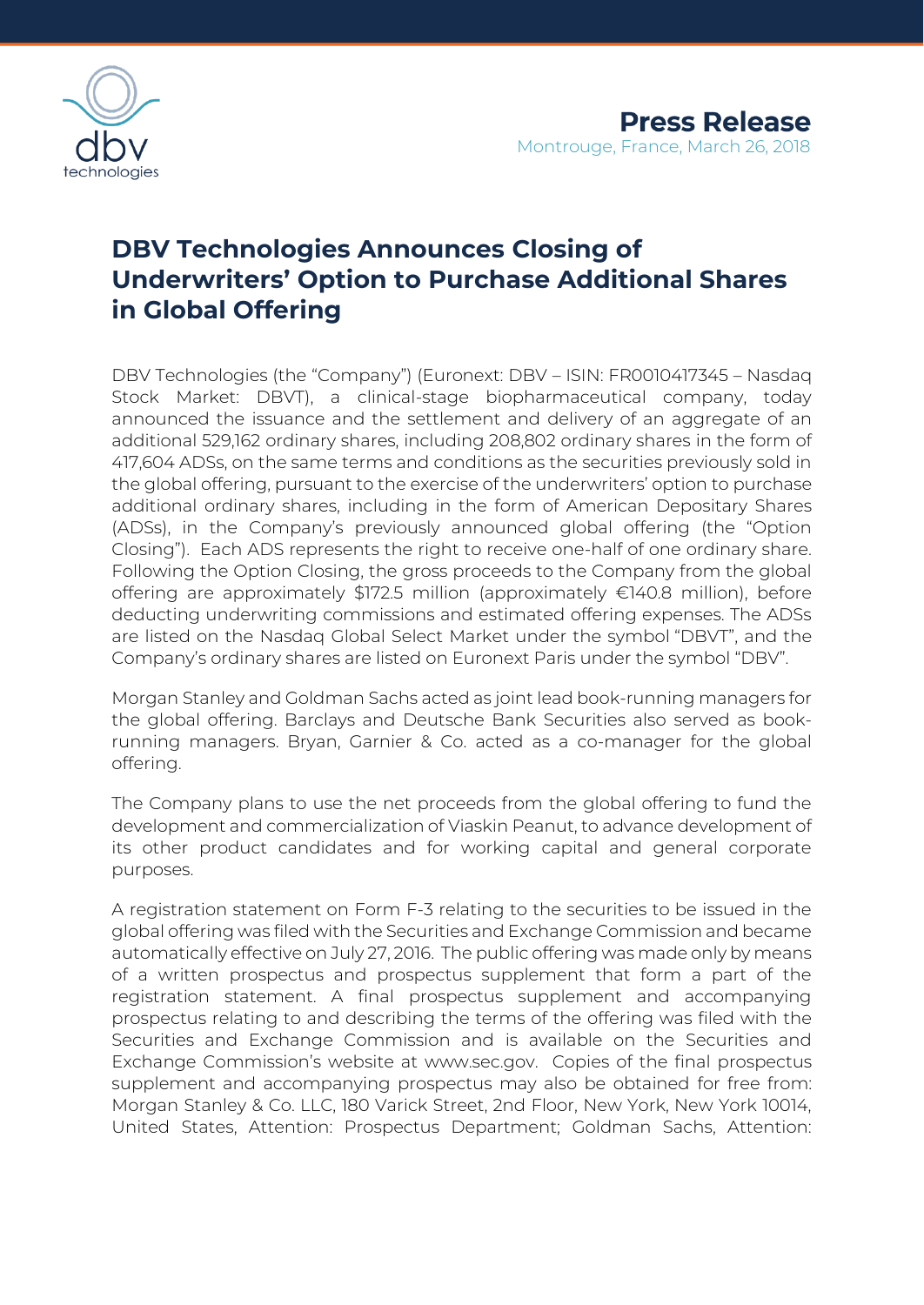**Press Release**

Montrouge, France, March 26, 2018

# DBV Technologies Announces Closing of Underwriters' Option to Purchase Additional Shares in Global Offering

DBV Technologies (the "Company") (Euronext: DBV – ISIN: FR0010417345 – Nasdaq Stock Market: DBVT), a clinical-stage biopharmaceutical company, today announced the issuance and the settlement and delivery of an aggregate of an additional 529,162 ordinary shares, including 208,802 ordinary shares in the form of 417,604 ADSs, on the same terms and conditions as the securities previously sold in the global offering, pursuant to the exercise of the underwriters' option to purchase additional ordinary shares, including in the form of American Depositary Shares (ADSs), in the Company's previously announced global offering (the "Option Closing"). Each ADS represents the right to receive one-half of one ordinary share. Following the Option Closing, the gross proceeds to the Company from the global offering are approximately $172.5 million (approximately €140.8 million), before deducting underwriting commissions and estimated offering expenses. The ADSs are listed on the Nasdaq Global Select Market under the symbol "DBVT", and the Company's ordinary shares are listed on Euronext Paris under the symbol "DBV".

Morgan Stanley and Goldman Sachs acted as joint lead book-running managers for the global offering. Barclays and Deutsche Bank Securities also served as book-running managers. Bryan, Garnier & Co. acted as a co-manager for the global offering.

The Company plans to use the net proceeds from the global offering to fund the development and commercialization of Viaskin Peanut, to advance development of its other product candidates and for working capital and general corporate purposes.

A registration statement on Form F-3 relating to the securities to be issued in the global offering was filed with the Securities and Exchange Commission and became automatically effective on July 27, 2016. The public offering was made only by means of a written prospectus and prospectus supplement that form a part of the registration statement. A final prospectus supplement and accompanying prospectus relating to and describing the terms of the offering was filed with the Securities and Exchange Commission and is available on the Securities and Exchange Commission's website at www.sec.gov. Copies of the final prospectus supplement and accompanying prospectus may also be obtained for free from: Morgan Stanley & Co. LLC, 180 Varick Street, 2nd Floor, New York, New York 10014, United States, Attention: Prospectus Department; Goldman Sachs, Attention: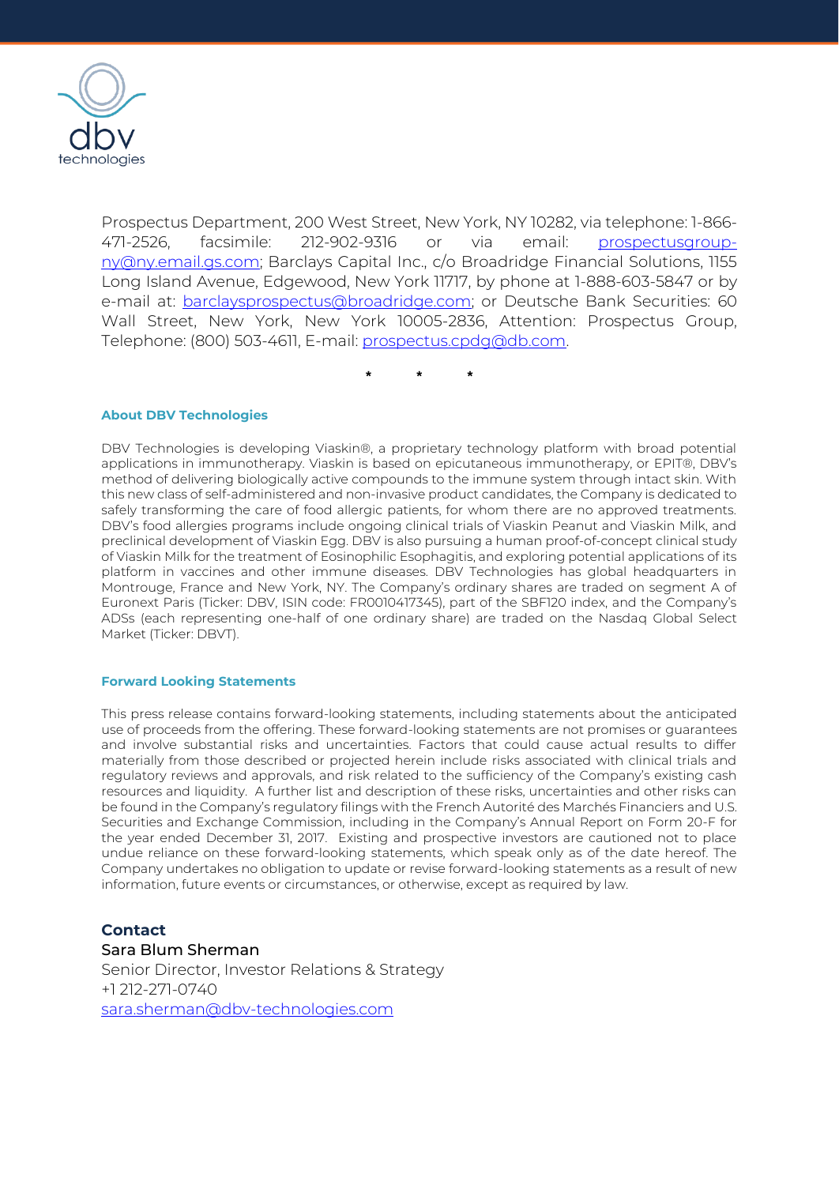Prospectus Department, 200 West Street, New York, NY 10282, via telephone: 1-866-471-2526, facsimile: 212-902-9316 or via email: prospectusgroup-ny@ny.email.gs.com; Barclays Capital Inc., c/o Broadridge Financial Solutions, 1155 Long Island Avenue, Edgewood, New York 11717, by phone at 1-888-603-5847 or by e-mail at: barclaysprospectus@broadridge.com; or Deutsche Bank Securities: 60 Wall Street, New York, New York 10005-2836, Attention: Prospectus Group, Telephone: (800) 503-4611, E-mail: prospectus.cpdg@db.com.

\* \* \*

### About DBV Technologies

DBV Technologies is developing Viaskin®, a proprietary technology platform with broad potential applications in immunotherapy. Viaskin is based on epicutaneous immunotherapy, or EPIT®, DBV's method of delivering biologically active compounds to the immune system through intact skin. With this new class of self-administered and non-invasive product candidates, the Company is dedicated to safely transforming the care of food allergic patients, for whom there are no approved treatments. DBV's food allergies programs include ongoing clinical trials of Viaskin Peanut and Viaskin Milk, and preclinical development of Viaskin Egg. DBV is also pursuing a human proof-of-concept clinical study of Viaskin Milk for the treatment of Eosinophilic Esophagitis, and exploring potential applications of its platform in vaccines and other immune diseases. DBV Technologies has global headquarters in Montrouge, France and New York, NY. The Company's ordinary shares are traded on segment A of Euronext Paris (Ticker: DBV, ISIN code: FR0010417345), part of the SBF120 index, and the Company's ADSs (each representing one-half of one ordinary share) are traded on the Nasdaq Global Select Market (Ticker: DBVT).

### Forward Looking Statements

This press release contains forward-looking statements, including statements about the anticipated use of proceeds from the offering. These forward-looking statements are not promises or guarantees and involve substantial risks and uncertainties. Factors that could cause actual results to differ materially from those described or projected herein include risks associated with clinical trials and regulatory reviews and approvals, and risk related to the sufficiency of the Company's existing cash resources and liquidity. A further list and description of these risks, uncertainties and other risks can be found in the Company's regulatory filings with the French Autorité des Marchés Financiers and U.S. Securities and Exchange Commission, including in the Company's Annual Report on Form 20-F for the year ended December 31, 2017. Existing and prospective investors are cautioned not to place undue reliance on these forward-looking statements, which speak only as of the date hereof. The Company undertakes no obligation to update or revise forward-looking statements as a result of new information, future events or circumstances, or otherwise, except as required by law.

**Contact**

Sara Blum Sherman
Senior Director, Investor Relations & Strategy
+1 212-271-0740
sara.sherman@dbv-technologies.com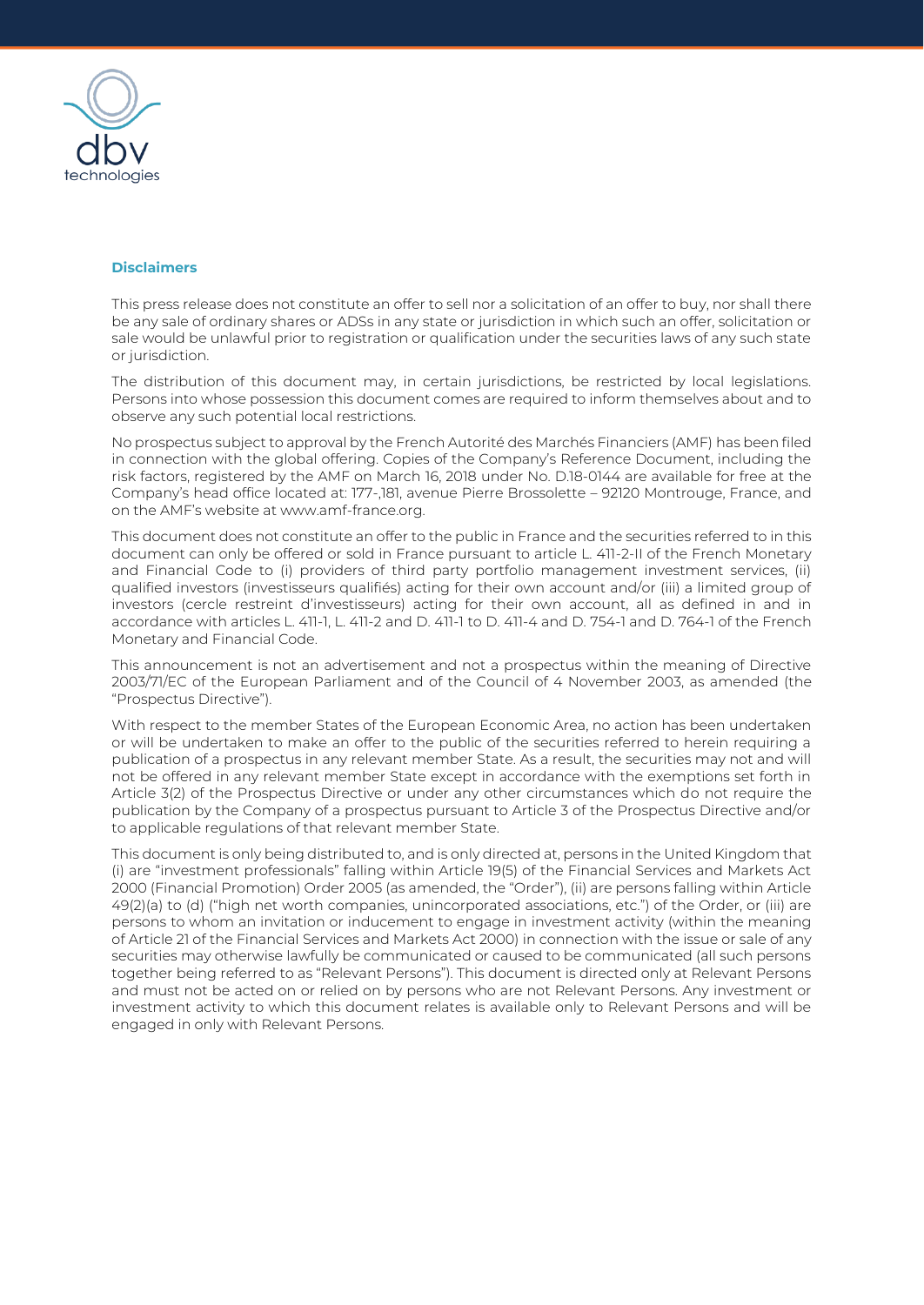### Disclaimers

This press release does not constitute an offer to sell nor a solicitation of an offer to buy, nor shall there be any sale of ordinary shares or ADSs in any state or jurisdiction in which such an offer, solicitation or sale would be unlawful prior to registration or qualification under the securities laws of any such state or jurisdiction.

The distribution of this document may, in certain jurisdictions, be restricted by local legislations. Persons into whose possession this document comes are required to inform themselves about and to observe any such potential local restrictions.

No prospectus subject to approval by the French Autorité des Marchés Financiers (AMF) has been filed in connection with the global offering. Copies of the Company's Reference Document, including the risk factors, registered by the AMF on March 16, 2018 under No. D.18-0144 are available for free at the Company's head office located at: 177-,181, avenue Pierre Brossolette – 92120 Montrouge, France, and on the AMF's website at www.amf-france.org.

This document does not constitute an offer to the public in France and the securities referred to in this document can only be offered or sold in France pursuant to article L. 411-2-II of the French Monetary and Financial Code to (i) providers of third party portfolio management investment services, (ii) qualified investors (investisseurs qualifiés) acting for their own account and/or (iii) a limited group of investors (cercle restreint d'investisseurs) acting for their own account, all as defined in and in accordance with articles L. 411-1, L. 411-2 and D. 411-1 to D. 411-4 and D. 754-1 and D. 764-1 of the French Monetary and Financial Code.

This announcement is not an advertisement and not a prospectus within the meaning of Directive 2003/71/EC of the European Parliament and of the Council of 4 November 2003, as amended (the "Prospectus Directive").

With respect to the member States of the European Economic Area, no action has been undertaken or will be undertaken to make an offer to the public of the securities referred to herein requiring a publication of a prospectus in any relevant member State. As a result, the securities may not and will not be offered in any relevant member State except in accordance with the exemptions set forth in Article 3(2) of the Prospectus Directive or under any other circumstances which do not require the publication by the Company of a prospectus pursuant to Article 3 of the Prospectus Directive and/or to applicable regulations of that relevant member State.

This document is only being distributed to, and is only directed at, persons in the United Kingdom that (i) are "investment professionals" falling within Article 19(5) of the Financial Services and Markets Act 2000 (Financial Promotion) Order 2005 (as amended, the "Order"), (ii) are persons falling within Article 49(2)(a) to (d) ("high net worth companies, unincorporated associations, etc.") of the Order, or (iii) are persons to whom an invitation or inducement to engage in investment activity (within the meaning of Article 21 of the Financial Services and Markets Act 2000) in connection with the issue or sale of any securities may otherwise lawfully be communicated or caused to be communicated (all such persons together being referred to as "Relevant Persons"). This document is directed only at Relevant Persons and must not be acted on or relied on by persons who are not Relevant Persons. Any investment or investment activity to which this document relates is available only to Relevant Persons and will be engaged in only with Relevant Persons.